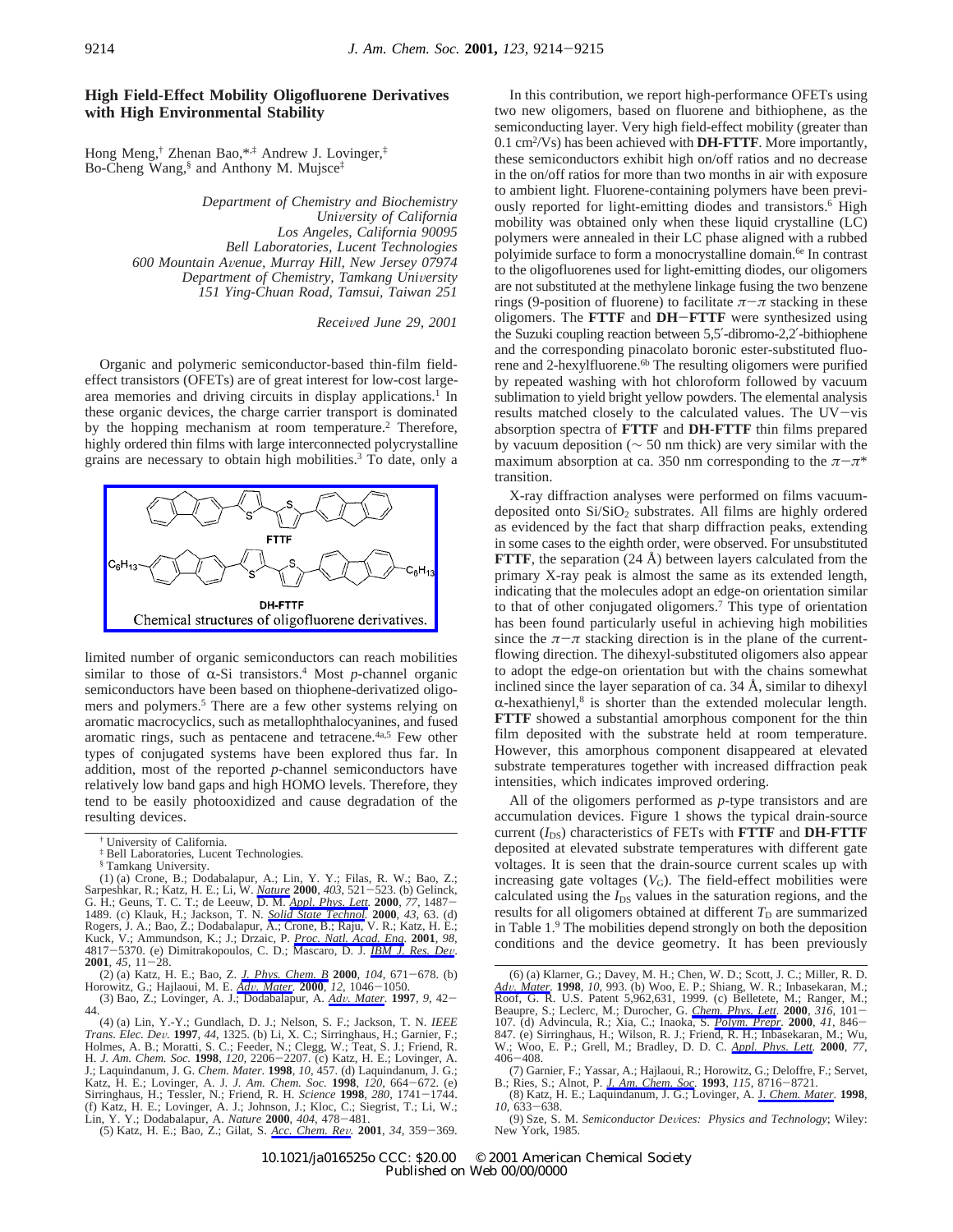# High Field-Effect Mobility Oligofluorene Derivatives with High Environmental Stability

Hong Meng,[†] Zhenan Bao,*[,‡] Andrew J. Lovinger,[‡] Bo-Cheng Wang,[§] and Anthony M. Mujsce[‡]

*Department of Chemistry and Biochemistry University of California Los Angeles, California 90095 Bell Laboratories, Lucent Technologies 600 Mountain Avenue, Murray Hill, New Jersey 07974 Department of Chemistry, Tamkang University 151 Ying-Chuan Road, Tamsui, Taiwan 251*

*Received June 29, 2001*

Organic and polymeric semiconductor-based thin-film field-effect transistors (OFETs) are of great interest for low-cost large-area memories and driving circuits in display applications.[1] In these organic devices, the charge carrier transport is dominated by the hopping mechanism at room temperature.[2] Therefore, highly ordered thin films with large interconnected polycrystalline grains are necessary to obtain high mobilities.[3] To date, only a limited number of organic semiconductors can reach mobilities similar to those of α-Si transistors.[4] Most *p*-channel organic semiconductors have been based on thiophene-derivatized oligomers and polymers.[5] There are a few other systems relying on aromatic macrocyclics, such as metallophthalocyanines, and fused aromatic rings, such as pentacene and tetracene.[4a,5] Few other types of conjugated systems have been explored thus far. In addition, most of the reported *p*-channel semiconductors have relatively low band gaps and high HOMO levels. Therefore, they tend to be easily photooxidized and cause degradation of the resulting devices.

**FTTF**

**DH-FTTF**

Chemical structures of oligofluorene derivatives.

In this contribution, we report high-performance OFETs using two new oligomers, based on fluorene and bithiophene, as the semiconducting layer. Very high field-effect mobility (greater than 0.1 $cm^2/Vs$) has been achieved with **DH-FTTF**. More importantly, these semiconductors exhibit high on/off ratios and no decrease in the on/off ratios for more than two months in air with exposure to ambient light. Fluorene-containing polymers have been previously reported for light-emitting diodes and transistors.[6] High mobility was obtained only when these liquid crystalline (LC) polymers were annealed in their LC phase aligned with a rubbed polyimide surface to form a monocrystalline domain.[6e] In contrast to the oligofluorenes used for light-emitting diodes, our oligomers are not substituted at the methylene linkage fusing the two benzene rings (9-position of fluorene) to facilitate π−π stacking in these oligomers. The **FTTF** and **DH−FTTF** were synthesized using the Suzuki coupling reaction between 5,5′-dibromo-2,2′-bithiophene and the corresponding pinacolato boronic ester-substituted fluorene and 2-hexylfluorene.[6b] The resulting oligomers were purified by repeated washing with hot chloroform followed by vacuum sublimation to yield bright yellow powders. The elemental analysis results matched closely to the calculated values. The UV−vis absorption spectra of **FTTF** and **DH-FTTF** thin films prepared by vacuum deposition (∼ 50 nm thick) are very similar with the maximum absorption at ca. 350 nm corresponding to the π−π* transition.

X-ray diffraction analyses were performed on films vacuum-deposited onto $Si/SiO_2$ substrates. All films are highly ordered as evidenced by the fact that sharp diffraction peaks, extending in some cases to the eighth order, were observed. For unsubstituted **FTTF**, the separation (24 Å) between layers calculated from the primary X-ray peak is almost the same as its extended length, indicating that the molecules adopt an edge-on orientation similar to that of other conjugated oligomers.[7] This type of orientation has been found particularly useful in achieving high mobilities since the π−π stacking direction is in the plane of the current-flowing direction. The dihexyl-substituted oligomers also appear to adopt the edge-on orientation but with the chains somewhat inclined since the layer separation of ca. 34 Å, similar to dihexyl α-hexathienyl,[8] is shorter than the extended molecular length. **FTTF** showed a substantial amorphous component for the thin film deposited with the substrate held at room temperature. However, this amorphous component disappeared at elevated substrate temperatures together with increased diffraction peak intensities, which indicates improved ordering.

All of the oligomers performed as *p*-type transistors and are accumulation devices. Figure 1 shows the typical drain-source current ($I_{DS}$) characteristics of FETs with **FTTF** and **DH-FTTF** deposited at elevated substrate temperatures with different gate voltages. It is seen that the drain-source current scales up with increasing gate voltages ($V_G$). The field-effect mobilities were calculated using the $I_{DS}$ values in the saturation regions, and the results for all oligomers obtained at different $T_D$ are summarized in Table 1.[9] The mobilities depend strongly on both the deposition conditions and the device geometry. It has been previously

[†] University of California.
[‡] Bell Laboratories, Lucent Technologies.
[§] Tamkang University.

(1) (a) Crone, B.; Dodabalapur, A.; Lin, Y. Y.; Filas, R. W.; Bao, Z.; Sarpeshkar, R.; Katz, H. E.; Li, W. *Nature* **2000**, *403*, 521−523. (b) Gelinck, G. H.; Geuns, T. C. T.; de Leeuw, D. M. *Appl. Phys. Lett.* **2000**, *77*, 1487−1489. (c) Klauk, H.; Jackson, T. N. *Solid State Technol.* **2000**, *43*, 63. (d) Rogers, J. A.; Bao, Z.; Dodabalapur, A.; Crone, B.; Raju, V. R.; Katz, H. E.; Kuck, V.; Ammundson, K.; J.; Drzaic, P. *Proc. Natl. Acad. Eng.* **2001**, *98*, 4817−5370. (e) Dimitrakopoulos, C. D.; Mascaro, D. J. *IBM J. Res. Dev.* **2001**, *45*, 11−28.

(2) (a) Katz, H. E.; Bao, Z. *J. Phys. Chem. B* **2000**, *104*, 671−678. (b) Horowitz, G.; Hajlaoui, M. E. *Adv. Mater.* **2000**, *12*, 1046−1050.

(3) Bao, Z.; Lovinger, A. J.; Dodabalapur, A. *Adv. Mater.* **1997**, *9*, 42−44.

(4) (a) Lin, Y.-Y.; Gundlach, D. J.; Nelson, S. F.; Jackson, T. N. *IEEE Trans. Elec. Dev.* **1997**, *44*, 1325. (b) Li, X. C.; Sirringhaus, H.; Garnier, F.; Holmes, A. B.; Moratti, S. C.; Feeder, N.; Clegg, W.; Teat, S. J.; Friend, R. H. *J. Am. Chem. Soc.* **1998**, *120*, 2206−2207. (c) Katz, H. E.; Lovinger, A. J.; Laquindanum, J. G. *Chem. Mater.* **1998**, *10*, 457. (d) Laquindanum, J. G.; Katz, H. E.; Lovinger, A. J. *J. Am. Chem. Soc.* **1998**, *120*, 664−672. (e) Sirringhaus, H.; Tessler, N.; Friend, R. H. *Science* **1998**, *280*, 1741−1744. (f) Katz, H. E.; Lovinger, A. J.; Johnson, J.; Kloc, C.; Siegrist, T.; Li, W.; Lin, Y. Y.; Dodabalapur, A. *Nature* **2000**, *404*, 478−481.

(5) Katz, H. E.; Bao, Z.; Gilat, S. *Acc. Chem. Rev.* **2001**, *34*, 359−369.

(6) (a) Klarner, G.; Davey, M. H.; Chen, W. D.; Scott, J. C.; Miller, R. D. *Adv. Mater.* **1998**, *10*, 993. (b) Woo, E. P.; Shiang, W. R.; Inbasekaran, M.; Roof, G. R. U.S. Patent 5,962,631, 1999. (c) Belletete, M.; Ranger, M.; Beaupre, S.; Leclerc, M.; Durocher, G. *Chem. Phys. Lett.* **2000**, *316*, 101−107. (d) Advincula, R.; Xia, C.; Inaoka, S. *Polym. Prepr.* **2000**, *41*, 846−847. (e) Sirringhaus, H.; Wilson, R. J.; Friend, R. H.; Inbasekaran, M.; Wu, W.; Woo, E. P.; Grell, M.; Bradley, D. D. C. *Appl. Phys. Lett.* **2000**, *77*, 406−408.

(7) Garnier, F.; Yassar, A.; Hajlaoui, R.; Horowitz, G.; Deloffre, F.; Servet, B.; Ries, S.; Alnot, P. *J. Am. Chem. Soc.* **1993**, *115*, 8716−8721.

(8) Katz, H. E.; Laquindanum, J. G.; Lovinger, A. J. *Chem. Mater.* **1998**, *10*, 633−638.

(9) Sze, S. M. *Semiconductor Devices: Physics and Technology*; Wiley: New York, 1985.

10.1021/ja016525o CCC: $20.00 © 2001 American Chemical Society
Published on Web 00/00/0000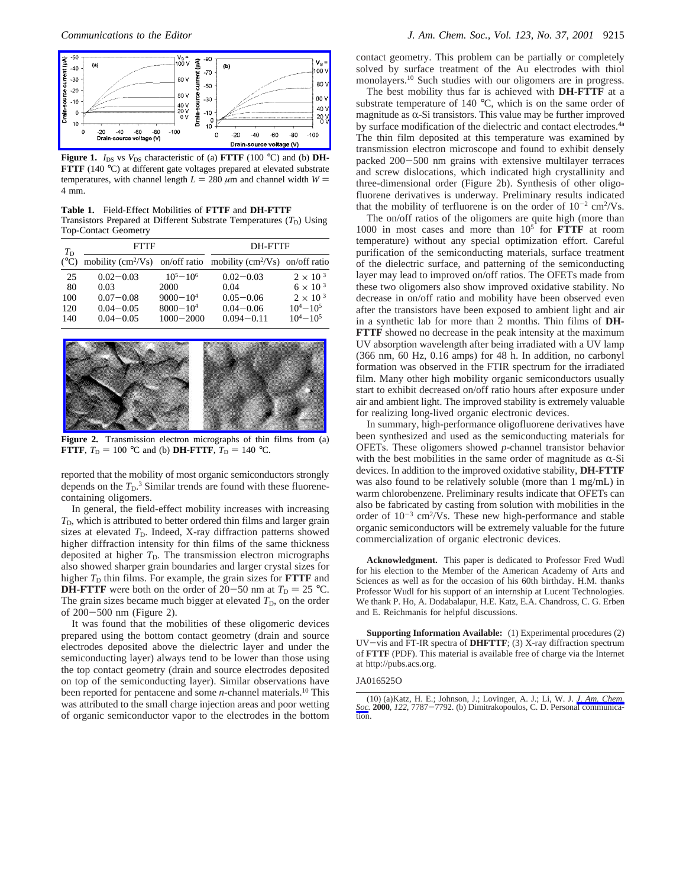Drain-source current (μA)

(a)

$V_G$ = 100 V

80 V

60 V

40 V

20 V

0 V

Drain-source voltage (V)

(b)

$V_G$ = 100 V

80 V

60 V

40 V

20 V

0 V

Drain-source voltage (V)

**Figure 1.** $I_{DS}$ vs $V_{DS}$ characteristic of (a) **FTTF** (100 °C) and (b) **DH-FTTF** (140 °C) at different gate voltages prepared at elevated substrate temperatures, with channel length $L = 280\ \mu$m and channel width $W = 4$ mm.

**Table 1.** Field-Effect Mobilities of **FTTF** and **DH-FTTF** Transistors Prepared at Different Substrate Temperatures ($T_D$) Using Top-Contact Geometry

| $T_D$ | FTTF | | DH-FTTF | |
|---|---|---|---|---|
| (°C) | mobility (cm²/Vs) | on/off ratio | mobility (cm²/Vs) | on/off ratio |
| 25 | 0.02–0.03 | $10^5$–$10^6$ | 0.02–0.03 | $2 \times 10^3$ |
| 80 | 0.03 | 2000 | 0.04 | $6 \times 10^3$ |
| 100 | 0.07–0.08 | 9000–$10^4$ | 0.05–0.06 | $2 \times 10^3$ |
| 120 | 0.04–0.05 | 8000–$10^4$ | 0.04–0.06 | $10^4$–$10^5$ |
| 140 | 0.04–0.05 | 1000–2000 | 0.094–0.11 | $10^4$–$10^5$ |

**Figure 2.** Transmission electron micrographs of thin films from (a) **FTTF**, $T_D = 100$ °C and (b) **DH-FTTF**, $T_D = 140$ °C.

reported that the mobility of most organic semiconductors strongly depends on the $T_D$.[3] Similar trends are found with these fluorene-containing oligomers.

In general, the field-effect mobility increases with increasing $T_D$, which is attributed to better ordered thin films and larger grain sizes at elevated $T_D$. Indeed, X-ray diffraction patterns showed higher diffraction intensity for thin films of the same thickness deposited at higher $T_D$. The transmission electron micrographs also showed sharper grain boundaries and larger crystal sizes for higher $T_D$ thin films. For example, the grain sizes for **FTTF** and **DH-FTTF** were both on the order of 20–50 nm at $T_D = 25$ °C. The grain sizes became much bigger at elevated $T_D$, on the order of 200–500 nm (Figure 2).

It was found that the mobilities of these oligomeric devices prepared using the bottom contact geometry (drain and source electrodes deposited above the dielectric layer and under the semiconducting layer) always tend to be lower than those using the top contact geometry (drain and source electrodes deposited on top of the semiconducting layer). Similar observations have been reported for pentacene and some *n*-channel materials.[10] This was attributed to the small charge injection areas and poor wetting of organic semiconductor vapor to the electrodes in the bottom contact geometry. This problem can be partially or completely solved by surface treatment of the Au electrodes with thiol monolayers.[10] Such studies with our oligomers are in progress.

The best mobility thus far is achieved with **DH-FTTF** at a substrate temperature of 140 °C, which is on the same order of magnitude as α-Si transistors. This value may be further improved by surface modification of the dielectric and contact electrodes.[4a] The thin film deposited at this temperature was examined by transmission electron microscope and found to exhibit densely packed 200–500 nm grains with extensive multilayer terraces and screw dislocations, which indicated high crystallinity and three-dimensional order (Figure 2b). Synthesis of other oligofluorene derivatives is underway. Preliminary results indicated that the mobility of terfluorene is on the order of $10^{-2}$ cm²/Vs.

The on/off ratios of the oligomers are quite high (more than 1000 in most cases and more than $10^5$ for **FTTF** at room temperature) without any special optimization effort. Careful purification of the semiconducting materials, surface treatment of the dielectric surface, and patterning of the semiconducting layer may lead to improved on/off ratios. The OFETs made from these two oligomers also show improved oxidative stability. No decrease in on/off ratio and mobility have been observed even after the transistors have been exposed to ambient light and air in a synthetic lab for more than 2 months. Thin films of **DH-FTTF** showed no decrease in the peak intensity at the maximum UV absorption wavelength after being irradiated with a UV lamp (366 nm, 60 Hz, 0.16 amps) for 48 h. In addition, no carbonyl formation was observed in the FTIR spectrum for the irradiated film. Many other high mobility organic semiconductors usually start to exhibit decreased on/off ratio hours after exposure under air and ambient light. The improved stability is extremely valuable for realizing long-lived organic electronic devices.

In summary, high-performance oligofluorene derivatives have been synthesized and used as the semiconducting materials for OFETs. These oligomers showed *p*-channel transistor behavior with the best mobilities in the same order of magnitude as α-Si devices. In addition to the improved oxidative stability, **DH-FTTF** was also found to be relatively soluble (more than 1 mg/mL) in warm chlorobenzene. Preliminary results indicate that OFETs can also be fabricated by casting from solution with mobilities in the order of $10^{-3}$ cm²/Vs. These new high-performance and stable organic semiconductors will be extremely valuable for the future commercialization of organic electronic devices.

**Acknowledgment.** This paper is dedicated to Professor Fred Wudl for his election to the Member of the American Academy of Arts and Sciences as well as for the occasion of his 60th birthday. H.M. thanks Professor Wudl for his support of an internship at Lucent Technologies. We thank P. Ho, A. Dodabalapur, H.E. Katz, E.A. Chandross, C. G. Erben and E. Reichmanis for helpful discussions.

**Supporting Information Available:** (1) Experimental procedures (2) UV–vis and FT-IR spectra of **DHFTTF**; (3) X-ray diffraction spectrum of **FTTF** (PDF). This material is available free of charge via the Internet at http://pubs.acs.org.

JA016525O

(10) (a)Katz, H. E.; Johnson, J.; Lovinger, A. J.; Li, W. J. *J. Am. Chem. Soc.* **2000**, *122*, 7787–7792. (b) Dimitrakopoulos, C. D. Personal communication.